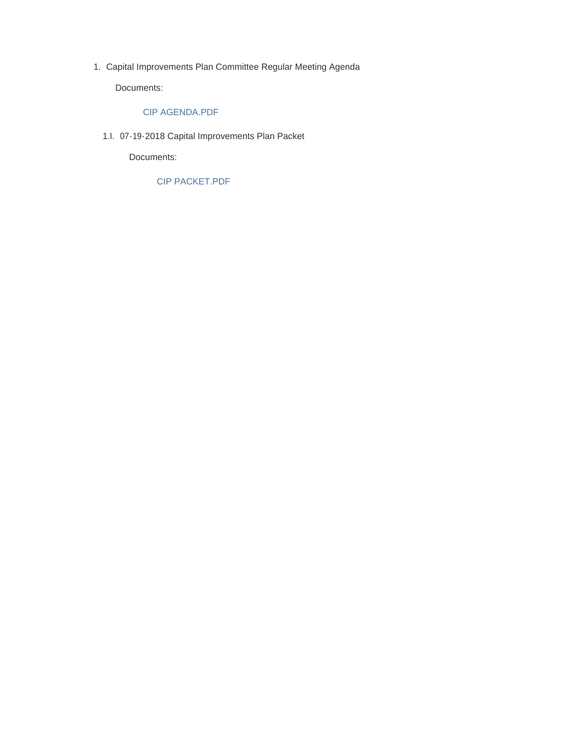1. Capital Improvements Plan Committee Regular Meeting Agenda

   Documents:

   CIP AGENDA.PDF

   1.I. 07-19-2018 Capital Improvements Plan Packet

   Documents:

   CIP PACKET.PDF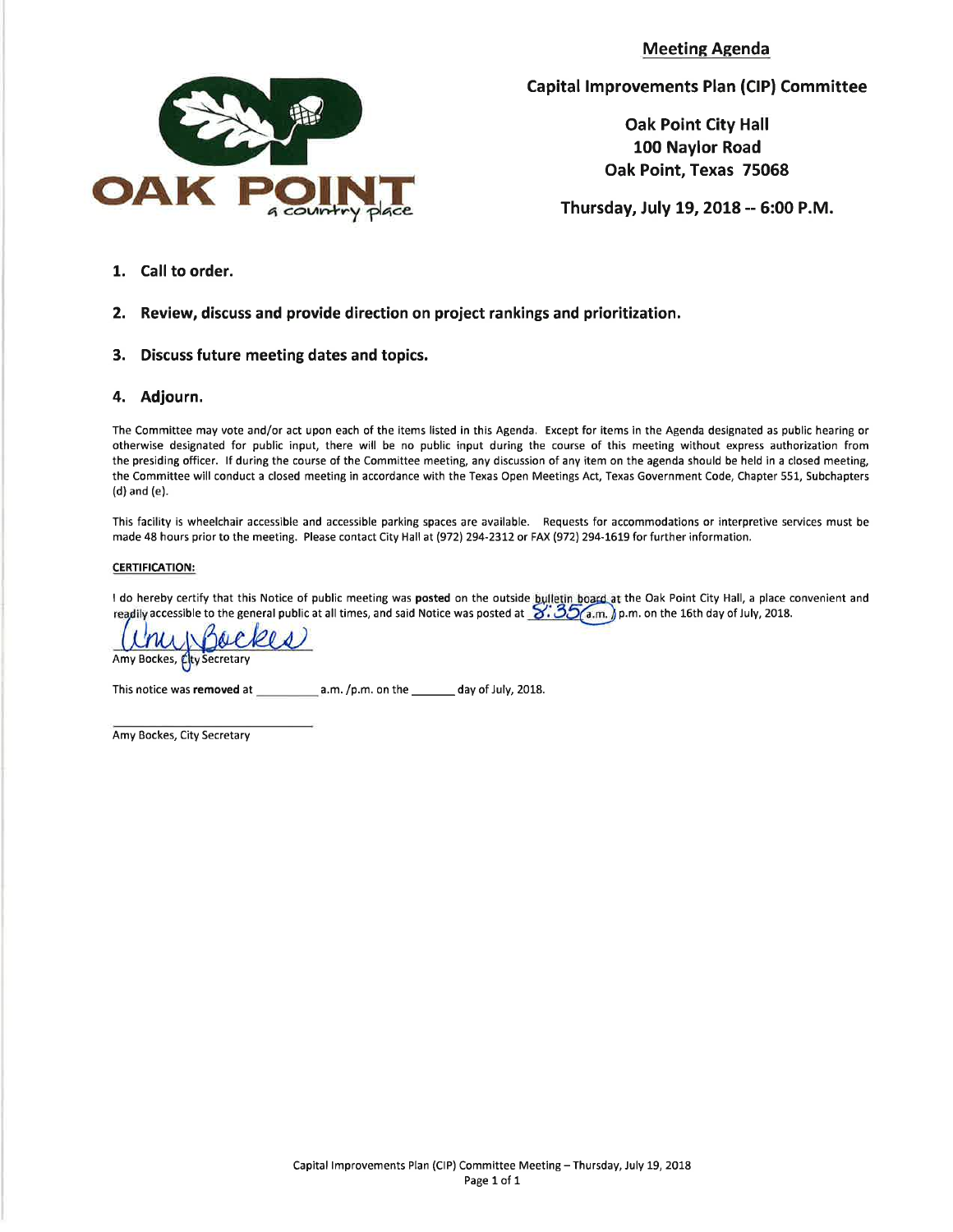OAK POINT
a country place

## Meeting Agenda

### Capital Improvements Plan (CIP) Committee

**Oak Point City Hall**
**100 Naylor Road**
**Oak Point, Texas 75068**

**Thursday, July 19, 2018 -- 6:00 P.M.**

1. **Call to order.**
2. **Review, discuss and provide direction on project rankings and prioritization.**
3. **Discuss future meeting dates and topics.**
4. **Adjourn.**

The Committee may vote and/or act upon each of the items listed in this Agenda. Except for items in the Agenda designated as public hearing or otherwise designated for public input, there will be no public input during the course of this meeting without express authorization from the presiding officer. If during the course of the Committee meeting, any discussion of any item on the agenda should be held in a closed meeting, the Committee will conduct a closed meeting in accordance with the Texas Open Meetings Act, Texas Government Code, Chapter 551, Subchapters (d) and (e).

This facility is wheelchair accessible and accessible parking spaces are available. Requests for accommodations or interpretive services must be made 48 hours prior to the meeting. Please contact City Hall at (972) 294-2312 or FAX (972) 294-1619 for further information.

**CERTIFICATION:**

I do hereby certify that this Notice of public meeting was **posted** on the outside bulletin board at the Oak Point City Hall, a place convenient and readily accessible to the general public at all times, and said Notice was posted at 8:35 a.m. /p.m. on the 16th day of July, 2018.

Amy Bockes, City Secretary

This notice was **removed** at __________ a.m. /p.m. on the _______ day of July, 2018.

Amy Bockes, City Secretary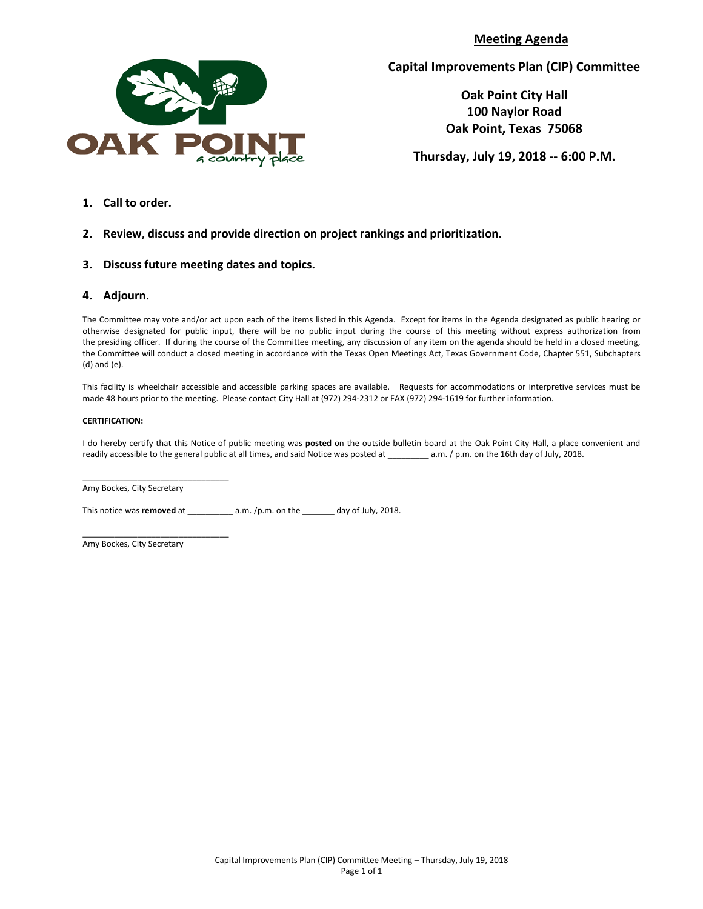## Meeting Agenda

**Capital Improvements Plan (CIP) Committee**

**Oak Point City Hall**
**100 Naylor Road**
**Oak Point, Texas 75068**

**Thursday, July 19, 2018 -- 6:00 P.M.**

1. **Call to order.**

2. **Review, discuss and provide direction on project rankings and prioritization.**

3. **Discuss future meeting dates and topics.**

4. **Adjourn.**

The Committee may vote and/or act upon each of the items listed in this Agenda. Except for items in the Agenda designated as public hearing or otherwise designated for public input, there will be no public input during the course of this meeting without express authorization from the presiding officer. If during the course of the Committee meeting, any discussion of any item on the agenda should be held in a closed meeting, the Committee will conduct a closed meeting in accordance with the Texas Open Meetings Act, Texas Government Code, Chapter 551, Subchapters (d) and (e).

This facility is wheelchair accessible and accessible parking spaces are available. Requests for accommodations or interpretive services must be made 48 hours prior to the meeting. Please contact City Hall at (972) 294-2312 or FAX (972) 294-1619 for further information.

**CERTIFICATION:**

I do hereby certify that this Notice of public meeting was **posted** on the outside bulletin board at the Oak Point City Hall, a place convenient and readily accessible to the general public at all times, and said Notice was posted at _________ a.m. / p.m. on the 16th day of July, 2018.

_________________________________
Amy Bockes, City Secretary

This notice was **removed** at __________ a.m. /p.m. on the _______ day of July, 2018.

_________________________________
Amy Bockes, City Secretary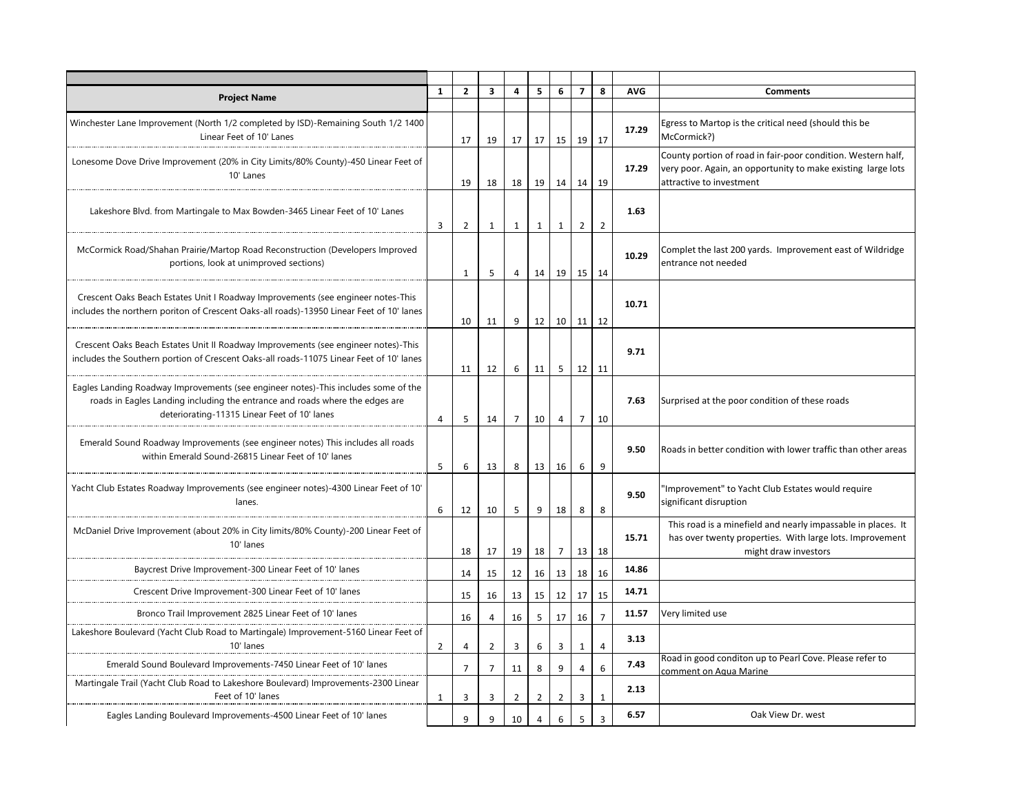| Project Name | 1 | 2 | 3 | 4 | 5 | 6 | 7 | 8 | AVG | Comments |
|---|---|---|---|---|---|---|---|---|---|---|
| Winchester Lane Improvement (North 1/2 completed by ISD)-Remaining South 1/2 1400 Linear Feet of 10' Lanes | | 17 | 19 | 17 | 17 | 15 | 19 | 17 | 17.29 | Egress to Martop is the critical need (should this be McCormick?) |
| Lonesome Dove Drive Improvement (20% in City Limits/80% County)-450 Linear Feet of 10' Lanes | | 19 | 18 | 18 | 19 | 14 | 14 | 19 | 17.29 | County portion of road in fair-poor condition. Western half, very poor. Again, an opportunity to make existing large lots attractive to investment |
| Lakeshore Blvd. from Martingale to Max Bowden-3465 Linear Feet of 10' Lanes | 3 | 2 | 1 | 1 | 1 | 1 | 2 | 2 | 1.63 | |
| McCormick Road/Shahan Prairie/Martop Road Reconstruction (Developers Improved portions, look at unimproved sections) | | 1 | 5 | 4 | 14 | 19 | 15 | 14 | 10.29 | Complet the last 200 yards. Improvement east of Wildridge entrance not needed |
| Crescent Oaks Beach Estates Unit I Roadway Improvements (see engineer notes-This includes the northern poriton of Crescent Oaks-all roads)-13950 Linear Feet of 10' lanes | | 10 | 11 | 9 | 12 | 10 | 11 | 12 | 10.71 | |
| Crescent Oaks Beach Estates Unit II Roadway Improvements (see engineer notes)-This includes the Southern portion of Crescent Oaks-all roads-11075 Linear Feet of 10' lanes | | 11 | 12 | 6 | 11 | 5 | 12 | 11 | 9.71 | |
| Eagles Landing Roadway Improvements (see engineer notes)-This includes some of the roads in Eagles Landing including the entrance and roads where the edges are deteriorating-11315 Linear Feet of 10' lanes | 4 | 5 | 14 | 7 | 10 | 4 | 7 | 10 | 7.63 | Surprised at the poor condition of these roads |
| Emerald Sound Roadway Improvements (see engineer notes) This includes all roads within Emerald Sound-26815 Linear Feet of 10' lanes | 5 | 6 | 13 | 8 | 13 | 16 | 6 | 9 | 9.50 | Roads in better condition with lower traffic than other areas |
| Yacht Club Estates Roadway Improvements (see engineer notes)-4300 Linear Feet of 10' lanes. | 6 | 12 | 10 | 5 | 9 | 18 | 8 | 8 | 9.50 | "Improvement" to Yacht Club Estates would require significant disruption |
| McDaniel Drive Improvement (about 20% in City limits/80% County)-200 Linear Feet of 10' lanes | | 18 | 17 | 19 | 18 | 7 | 13 | 18 | 15.71 | This road is a minefield and nearly impassable in places. It has over twenty properties. With large lots. Improvement might draw investors |
| Baycrest Drive Improvement-300 Linear Feet of 10' lanes | | 14 | 15 | 12 | 16 | 13 | 18 | 16 | 14.86 | |
| Crescent Drive Improvement-300 Linear Feet of 10' lanes | | 15 | 16 | 13 | 15 | 12 | 17 | 15 | 14.71 | |
| Bronco Trail Improvement 2825 Linear Feet of 10' lanes | | 16 | 4 | 16 | 5 | 17 | 16 | 7 | 11.57 | Very limited use |
| Lakeshore Boulevard (Yacht Club Road to Martingale) Improvement-5160 Linear Feet of 10' lanes | 2 | 4 | 2 | 3 | 6 | 3 | 1 | 4 | 3.13 | |
| Emerald Sound Boulevard Improvements-7450 Linear Feet of 10' lanes | | 7 | 7 | 11 | 8 | 9 | 4 | 6 | 7.43 | Road in good conditon up to Pearl Cove. Please refer to comment on Aqua Marine |
| Martingale Trail (Yacht Club Road to Lakeshore Boulevard) Improvements-2300 Linear Feet of 10' lanes | 1 | 3 | 3 | 2 | 2 | 2 | 3 | 1 | 2.13 | |
| Eagles Landing Boulevard Improvements-4500 Linear Feet of 10' lanes | | 9 | 9 | 10 | 4 | 6 | 5 | 3 | 6.57 | Oak View Dr. west |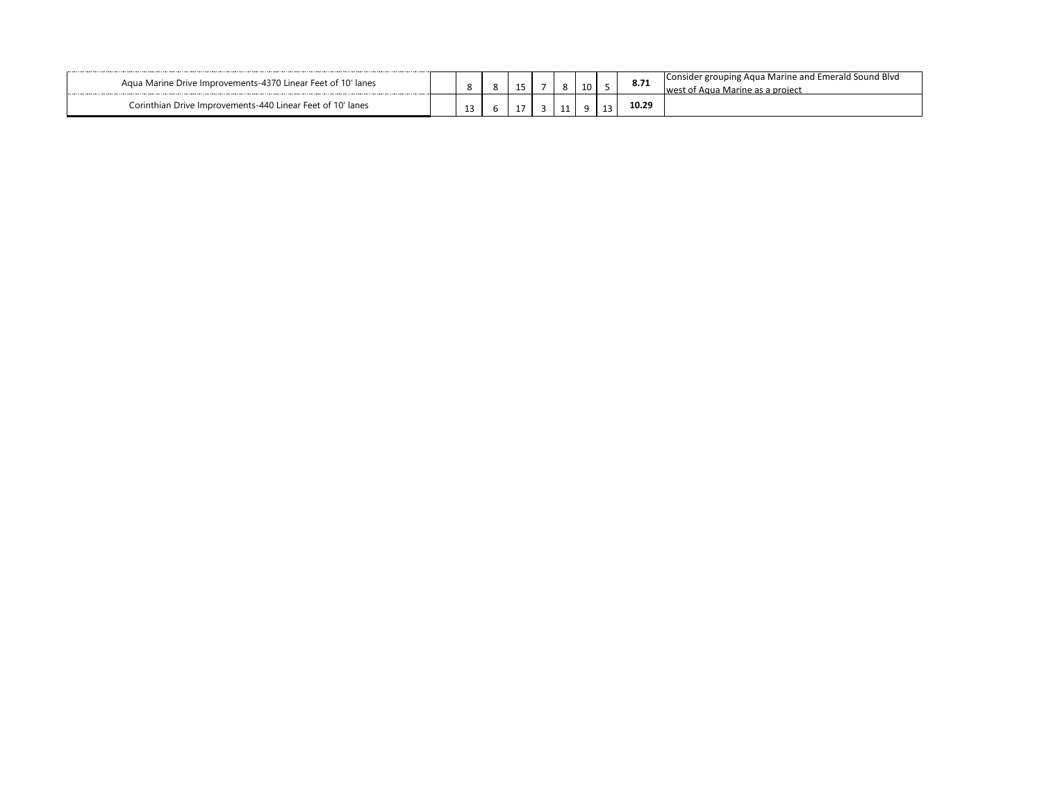| | | | | | | | | | | |
|---|---|---|---|---|---|---|---|---|---|---|
| Aqua Marine Drive Improvements-4370 Linear Feet of 10' lanes | | 8 | 8 | 15 | 7 | 8 | 10 | 5 | **8.71** | Consider grouping Aqua Marine and Emerald Sound Blvd west of Aqua Marine as a project |
| Corinthian Drive Improvements-440 Linear Feet of 10' lanes | | 13 | 6 | 17 | 3 | 11 | 9 | 13 | **10.29** | |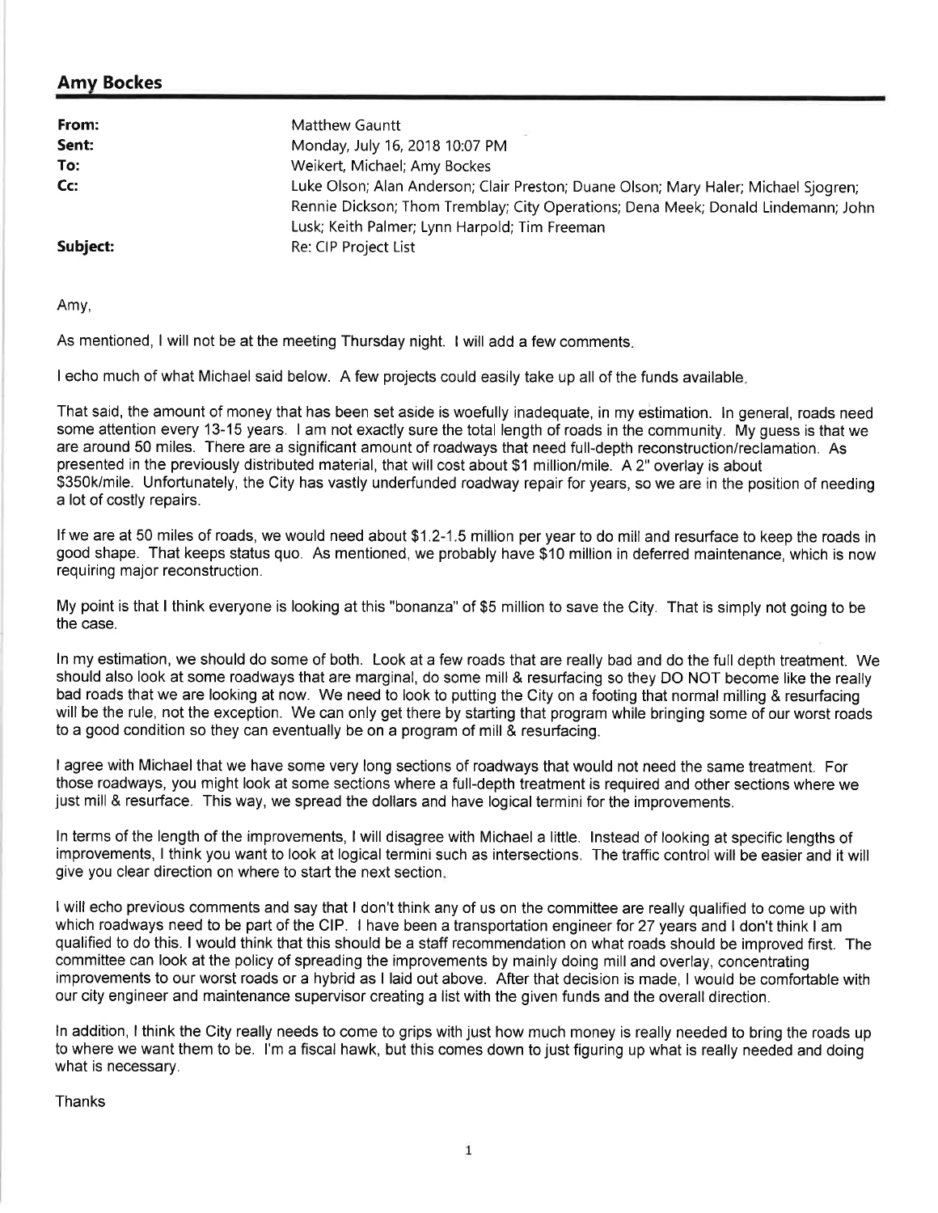## Amy Bockes

| | |
|---|---|
| **From:** | Matthew Gauntt |
| **Sent:** | Monday, July 16, 2018 10:07 PM |
| **To:** | Weikert, Michael; Amy Bockes |
| **Cc:** | Luke Olson; Alan Anderson; Clair Preston; Duane Olson; Mary Haler; Michael Sjogren; Rennie Dickson; Thom Tremblay; City Operations; Dena Meek; Donald Lindemann; John Lusk; Keith Palmer; Lynn Harpold; Tim Freeman |
| **Subject:** | Re: CIP Project List |

Amy,

As mentioned, I will not be at the meeting Thursday night. I will add a few comments.

I echo much of what Michael said below. A few projects could easily take up all of the funds available.

That said, the amount of money that has been set aside is woefully inadequate, in my estimation. In general, roads need some attention every 13-15 years. I am not exactly sure the total length of roads in the community. My guess is that we are around 50 miles. There are a significant amount of roadways that need full-depth reconstruction/reclamation. As presented in the previously distributed material, that will cost about $1 million/mile. A 2" overlay is about $350k/mile. Unfortunately, the City has vastly underfunded roadway repair for years, so we are in the position of needing a lot of costly repairs.

If we are at 50 miles of roads, we would need about $1.2-1.5 million per year to do mill and resurface to keep the roads in good shape. That keeps status quo. As mentioned, we probably have $10 million in deferred maintenance, which is now requiring major reconstruction.

My point is that I think everyone is looking at this "bonanza" of $5 million to save the City. That is simply not going to be the case.

In my estimation, we should do some of both. Look at a few roads that are really bad and do the full depth treatment. We should also look at some roadways that are marginal, do some mill & resurfacing so they DO NOT become like the really bad roads that we are looking at now. We need to look to putting the City on a footing that normal milling & resurfacing will be the rule, not the exception. We can only get there by starting that program while bringing some of our worst roads to a good condition so they can eventually be on a program of mill & resurfacing.

I agree with Michael that we have some very long sections of roadways that would not need the same treatment. For those roadways, you might look at some sections where a full-depth treatment is required and other sections where we just mill & resurface. This way, we spread the dollars and have logical termini for the improvements.

In terms of the length of the improvements, I will disagree with Michael a little. Instead of looking at specific lengths of improvements, I think you want to look at logical termini such as intersections. The traffic control will be easier and it will give you clear direction on where to start the next section.

I will echo previous comments and say that I don't think any of us on the committee are really qualified to come up with which roadways need to be part of the CIP. I have been a transportation engineer for 27 years and I don't think I am qualified to do this. I would think that this should be a staff recommendation on what roads should be improved first. The committee can look at the policy of spreading the improvements by mainly doing mill and overlay, concentrating improvements to our worst roads or a hybrid as I laid out above. After that decision is made, I would be comfortable with our city engineer and maintenance supervisor creating a list with the given funds and the overall direction.

In addition, I think the City really needs to come to grips with just how much money is really needed to bring the roads up to where we want them to be. I'm a fiscal hawk, but this comes down to just figuring up what is really needed and doing what is necessary.

Thanks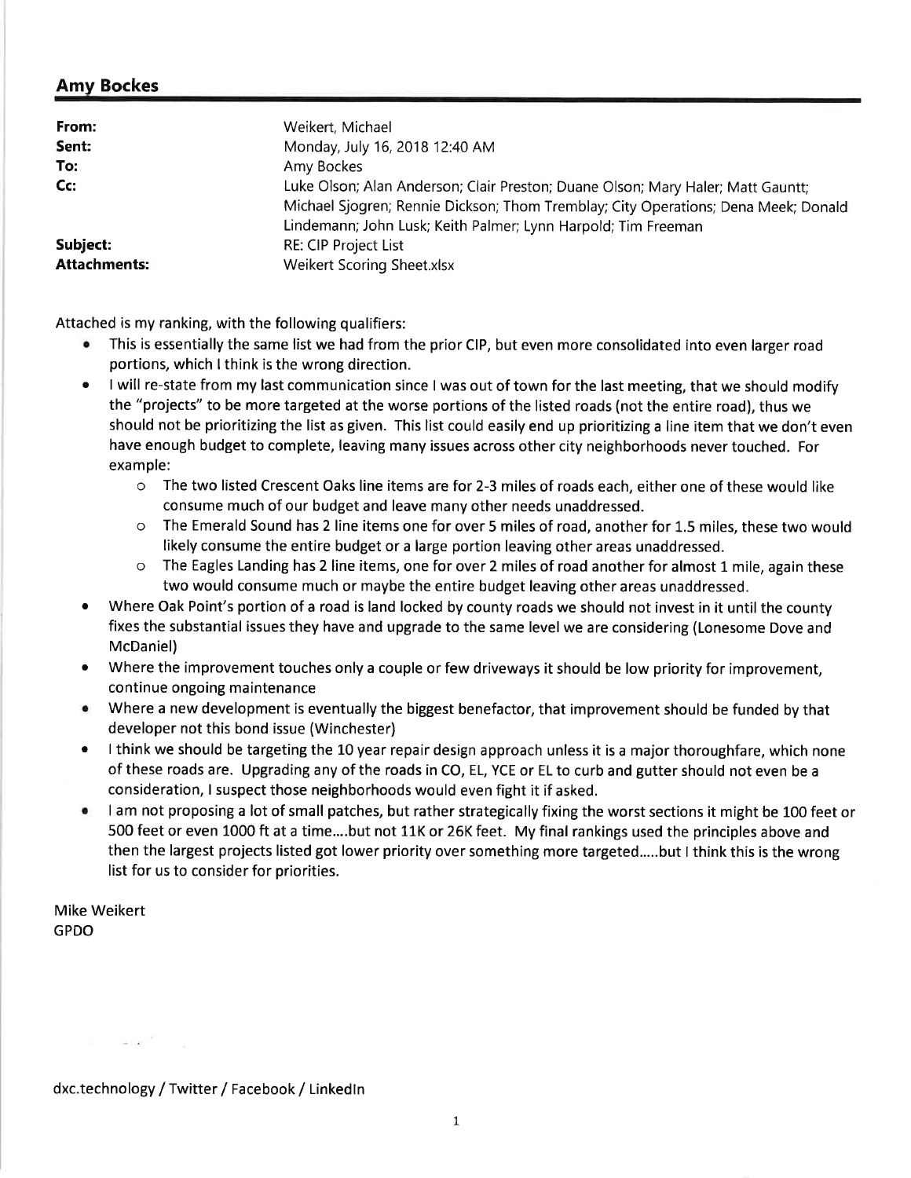## Amy Bockes

| | |
|---|---|
| **From:** | Weikert, Michael |
| **Sent:** | Monday, July 16, 2018 12:40 AM |
| **To:** | Amy Bockes |
| **Cc:** | Luke Olson; Alan Anderson; Clair Preston; Duane Olson; Mary Haler; Matt Gauntt; Michael Sjogren; Rennie Dickson; Thom Tremblay; City Operations; Dena Meek; Donald Lindemann; John Lusk; Keith Palmer; Lynn Harpold; Tim Freeman |
| **Subject:** | RE: CIP Project List |
| **Attachments:** | Weikert Scoring Sheet.xlsx |

Attached is my ranking, with the following qualifiers:

- This is essentially the same list we had from the prior CIP, but even more consolidated into even larger road portions, which I think is the wrong direction.
- I will re-state from my last communication since I was out of town for the last meeting, that we should modify the "projects" to be more targeted at the worse portions of the listed roads (not the entire road), thus we should not be prioritizing the list as given. This list could easily end up prioritizing a line item that we don't even have enough budget to complete, leaving many issues across other city neighborhoods never touched. For example:
  - The two listed Crescent Oaks line items are for 2-3 miles of roads each, either one of these would like consume much of our budget and leave many other needs unaddressed.
  - The Emerald Sound has 2 line items one for over 5 miles of road, another for 1.5 miles, these two would likely consume the entire budget or a large portion leaving other areas unaddressed.
  - The Eagles Landing has 2 line items, one for over 2 miles of road another for almost 1 mile, again these two would consume much or maybe the entire budget leaving other areas unaddressed.
- Where Oak Point's portion of a road is land locked by county roads we should not invest in it until the county fixes the substantial issues they have and upgrade to the same level we are considering (Lonesome Dove and McDaniel)
- Where the improvement touches only a couple or few driveways it should be low priority for improvement, continue ongoing maintenance
- Where a new development is eventually the biggest benefactor, that improvement should be funded by that developer not this bond issue (Winchester)
- I think we should be targeting the 10 year repair design approach unless it is a major thoroughfare, which none of these roads are. Upgrading any of the roads in CO, EL, YCE or EL to curb and gutter should not even be a consideration, I suspect those neighborhoods would even fight it if asked.
- I am not proposing a lot of small patches, but rather strategically fixing the worst sections it might be 100 feet or 500 feet or even 1000 ft at a time....but not 11K or 26K feet. My final rankings used the principles above and then the largest projects listed got lower priority over something more targeted.....but I think this is the wrong list for us to consider for priorities.

Mike Weikert  
GPDO

dxc.technology / Twitter / Facebook / LinkedIn